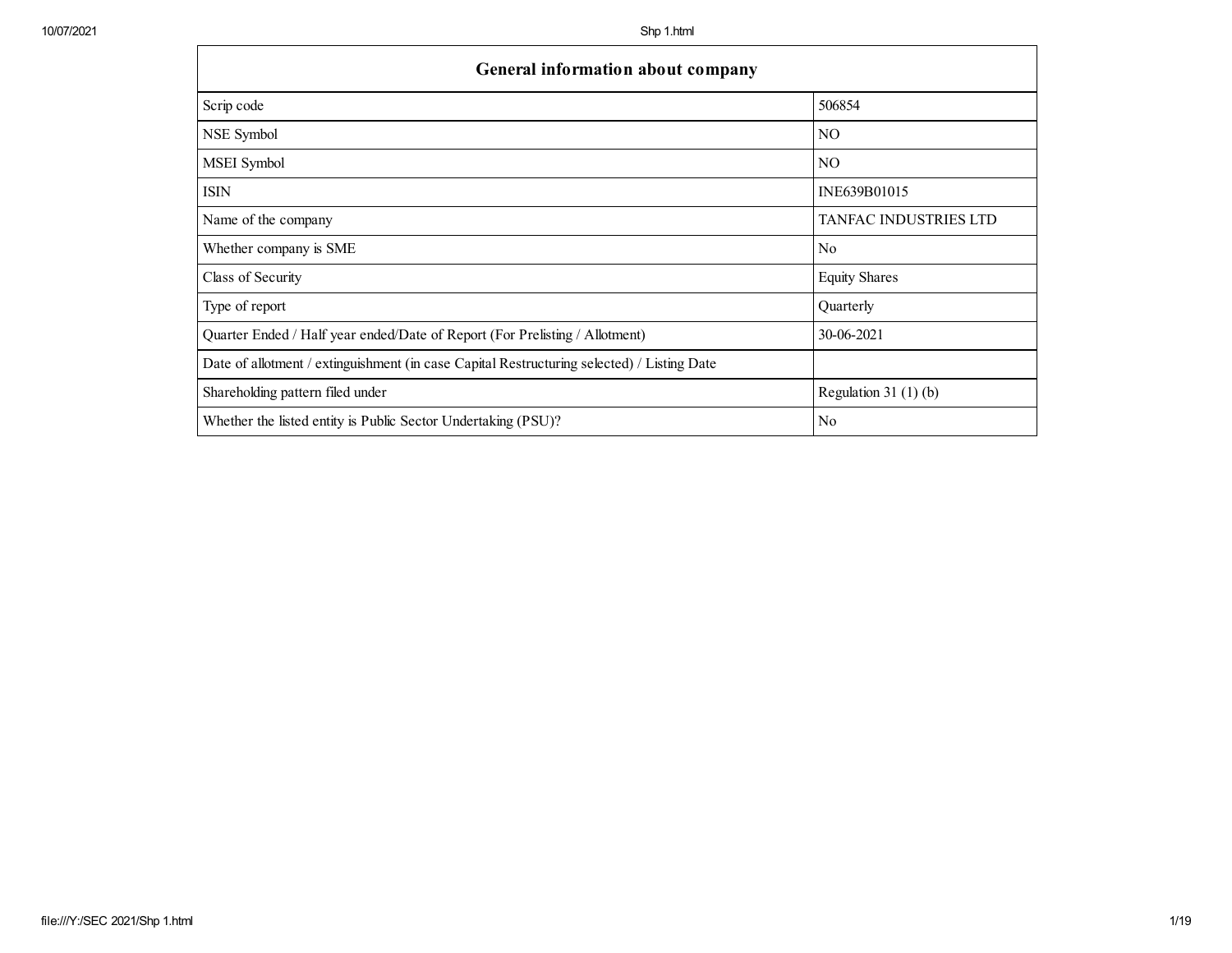| General information about company | |
|---|---|
| Scrip code | 506854 |
| NSE Symbol | NO |
| MSEI Symbol | NO |
| ISIN | INE639B01015 |
| Name of the company | TANFAC INDUSTRIES LTD |
| Whether company is SME | No |
| Class of Security | Equity Shares |
| Type of report | Quarterly |
| Quarter Ended / Half year ended/Date of Report (For Prelisting / Allotment) | 30-06-2021 |
| Date of allotment / extinguishment (in case Capital Restructuring selected) / Listing Date | |
| Shareholding pattern filed under | Regulation 31 (1) (b) |
| Whether the listed entity is Public Sector Undertaking (PSU)? | No |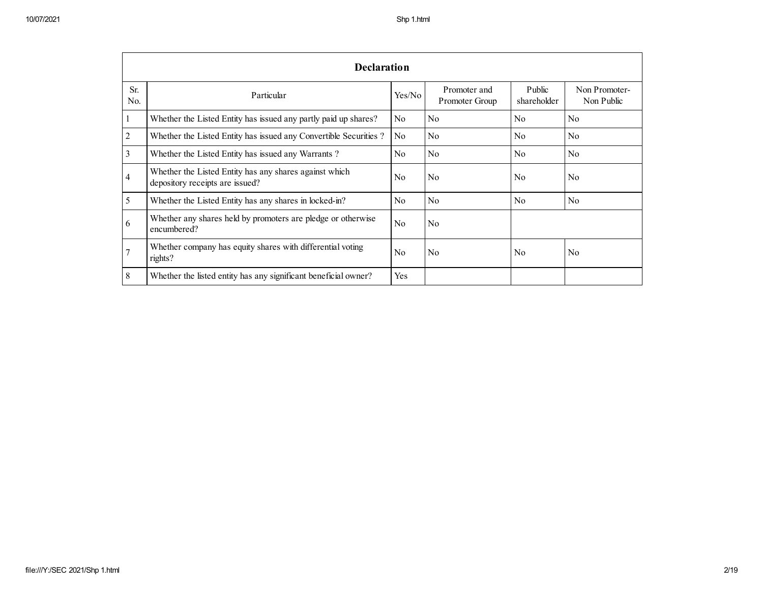| Declaration | | | | | |
|---|---|---|---|---|---|
| Sr. No. | Particular | Yes/No | Promoter and Promoter Group | Public shareholder | Non Promoter- Non Public |
| 1 | Whether the Listed Entity has issued any partly paid up shares? | No | No | No | No |
| 2 | Whether the Listed Entity has issued any Convertible Securities ? | No | No | No | No |
| 3 | Whether the Listed Entity has issued any Warrants ? | No | No | No | No |
| 4 | Whether the Listed Entity has any shares against which depository receipts are issued? | No | No | No | No |
| 5 | Whether the Listed Entity has any shares in locked-in? | No | No | No | No |
| 6 | Whether any shares held by promoters are pledge or otherwise encumbered? | No | No | | |
| 7 | Whether company has equity shares with differential voting rights? | No | No | No | No |
| 8 | Whether the listed entity has any significant beneficial owner? | Yes | | | |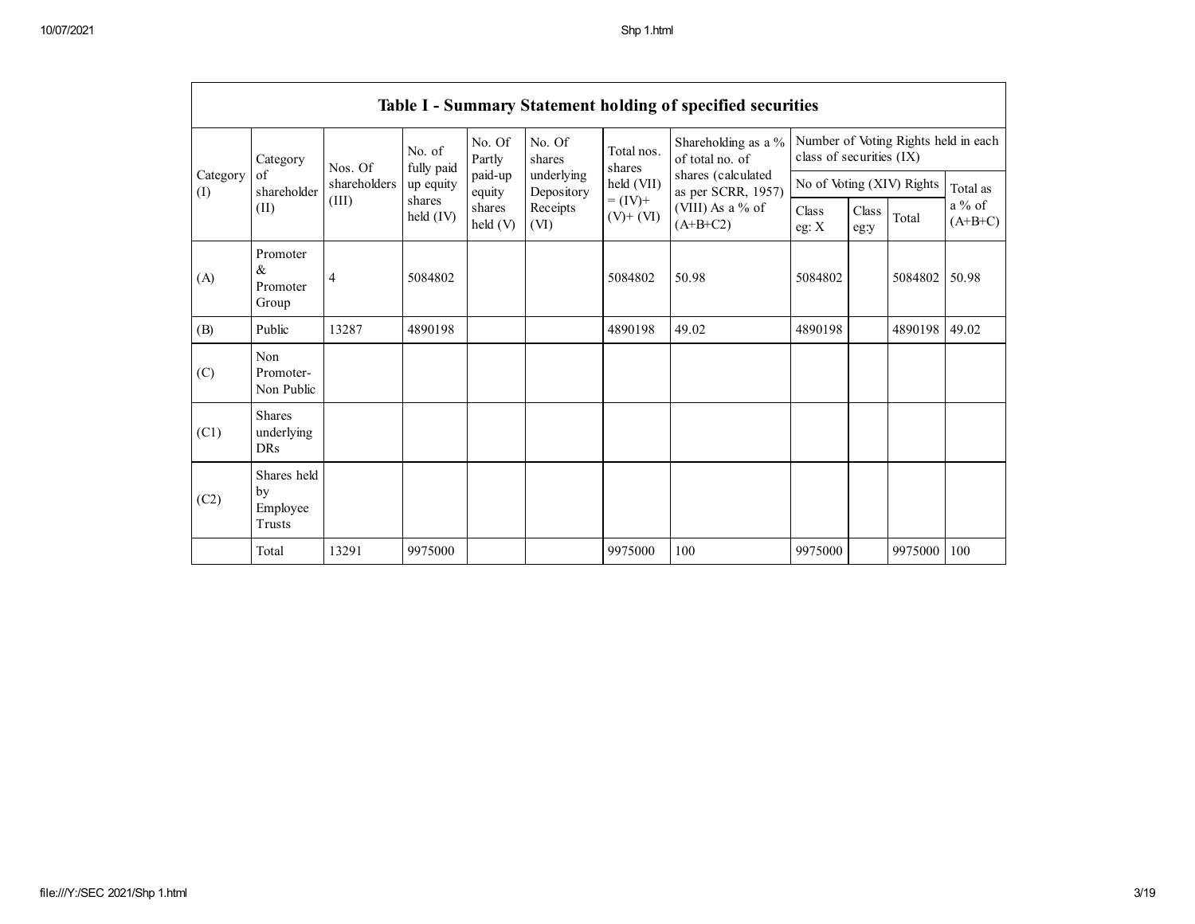## Table I - Summary Statement holding of specified securities

| Category (I) | Category of shareholder (II) | Nos. Of shareholders (III) | No. of fully paid up equity shares held (IV) | No. Of Partly paid-up equity shares held (V) | No. Of shares underlying Depository Receipts (VI) | Total nos. shares held (VII) = (IV)+ (V)+ (VI) | Shareholding as a % of total no. of shares (calculated as per SCRR, 1957) (VIII) As a % of (A+B+C2) | Number of Voting Rights held in each class of securities (IX) | | | |
|---|---|---|---|---|---|---|---|---|---|---|---|
| | | | | | | | | No of Voting (XIV) Rights | | | Total as a % of (A+B+C) |
| | | | | | | | | Class eg: X | Class eg:y | Total | |
| (A) | Promoter & Promoter Group | 4 | 5084802 | | | 5084802 | 50.98 | 5084802 | | 5084802 | 50.98 |
| (B) | Public | 13287 | 4890198 | | | 4890198 | 49.02 | 4890198 | | 4890198 | 49.02 |
| (C) | Non Promoter- Non Public | | | | | | | | | | |
| (C1) | Shares underlying DRs | | | | | | | | | | |
| (C2) | Shares held by Employee Trusts | | | | | | | | | | |
| | Total | 13291 | 9975000 | | | 9975000 | 100 | 9975000 | | 9975000 | 100 |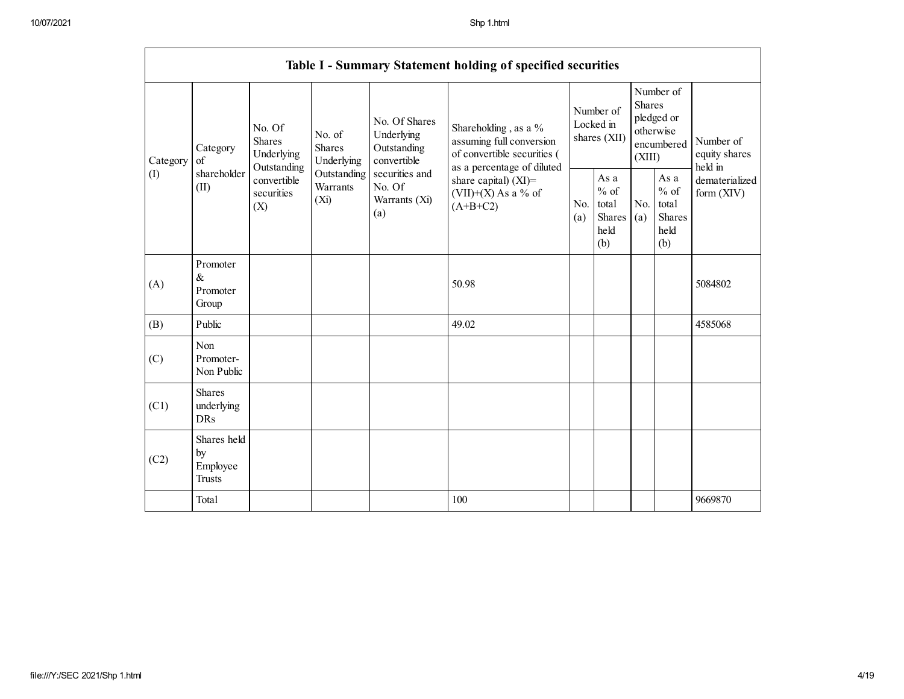| Table I - Summary Statement holding of specified securities | | | | | | | | | | | |
|---|---|---|---|---|---|---|---|---|---|---|---|
| Category (I) | Category of shareholder (II) | No. Of Shares Underlying Outstanding convertible securities (X) | No. of Shares Underlying Outstanding Warrants (Xi) | No. Of Shares Underlying Outstanding convertible securities and No. Of Warrants (Xi) (a) | Shareholding , as a % assuming full conversion of convertible securities ( as a percentage of diluted share capital) (XI)= (VII)+(X) As a % of (A+B+C2) | Number of Locked in shares (XII) | | Number of Shares pledged or otherwise encumbered (XIII) | | Number of equity shares held in dematerialized form (XIV) |
| | | | | | | No. (a) | As a % of total Shares held (b) | No. (a) | As a % of total Shares held (b) | |
| (A) | Promoter & Promoter Group | | | | 50.98 | | | | | 5084802 |
| (B) | Public | | | | 49.02 | | | | | 4585068 |
| (C) | Non Promoter- Non Public | | | | | | | | | |
| (C1) | Shares underlying DRs | | | | | | | | | |
| (C2) | Shares held by Employee Trusts | | | | | | | | | |
| | Total | | | | 100 | | | | | 9669870 |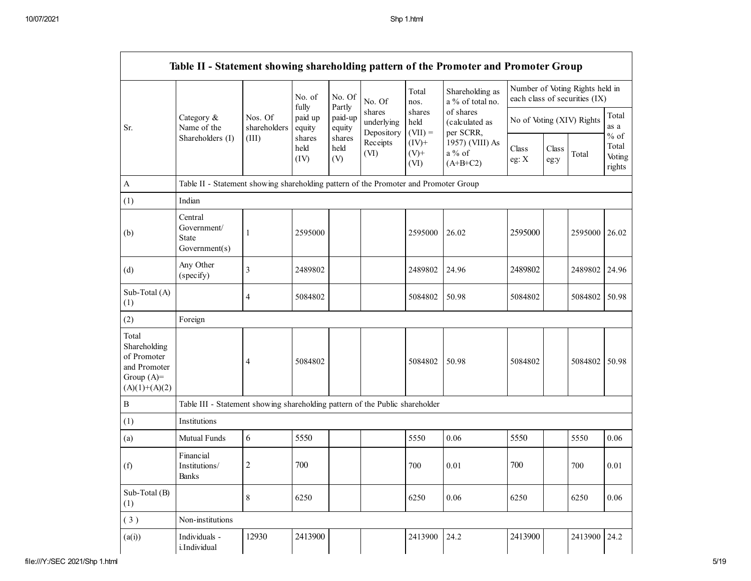| Table II - Statement showing shareholding pattern of the Promoter and Promoter Group | | | | | | | | | | | |
|---|---|---|---|---|---|---|---|---|---|---|---|
| Sr. | Category & Name of the Shareholders (I) | Nos. Of shareholders (III) | No. of fully paid up equity shares held (IV) | No. Of Partly paid-up equity shares held (V) | No. Of shares underlying Depository Receipts (VI) | Total nos. shares held (VII) = (IV)+ (V)+ (VI) | Shareholding as a % of total no. of shares (calculated as per SCRR, 1957) (VIII) As a % of (A+B+C2) | Number of Voting Rights held in each class of securities (IX) | | | |
| | | | | | | | | No of Voting (XIV) Rights | | | Total as a % of Total Voting rights |
| | | | | | | | | Class eg: X | Class eg:y | Total | |
| A | Table II - Statement showing shareholding pattern of the Promoter and Promoter Group | | | | | | | | | | |
| (1) | Indian | | | | | | | | | | |
| (b) | Central Government/ State Government(s) | 1 | 2595000 | | | 2595000 | 26.02 | 2595000 | | 2595000 | 26.02 |
| (d) | Any Other (specify) | 3 | 2489802 | | | 2489802 | 24.96 | 2489802 | | 2489802 | 24.96 |
| Sub-Total (A) (1) | | 4 | 5084802 | | | 5084802 | 50.98 | 5084802 | | 5084802 | 50.98 |
| (2) | Foreign | | | | | | | | | | |
| Total Shareholding of Promoter and Promoter Group (A)= (A)(1)+(A)(2) | | 4 | 5084802 | | | 5084802 | 50.98 | 5084802 | | 5084802 | 50.98 |
| B | Table III - Statement showing shareholding pattern of the Public shareholder | | | | | | | | | | |
| (1) | Institutions | | | | | | | | | | |
| (a) | Mutual Funds | 6 | 5550 | | | 5550 | 0.06 | 5550 | | 5550 | 0.06 |
| (f) | Financial Institutions/ Banks | 2 | 700 | | | 700 | 0.01 | 700 | | 700 | 0.01 |
| Sub-Total (B) (1) | | 8 | 6250 | | | 6250 | 0.06 | 6250 | | 6250 | 0.06 |
| ( 3 ) | Non-institutions | | | | | | | | | | |
| (a(i)) | Individuals - i.Individual | 12930 | 2413900 | | | 2413900 | 24.2 | 2413900 | | 2413900 | 24.2 |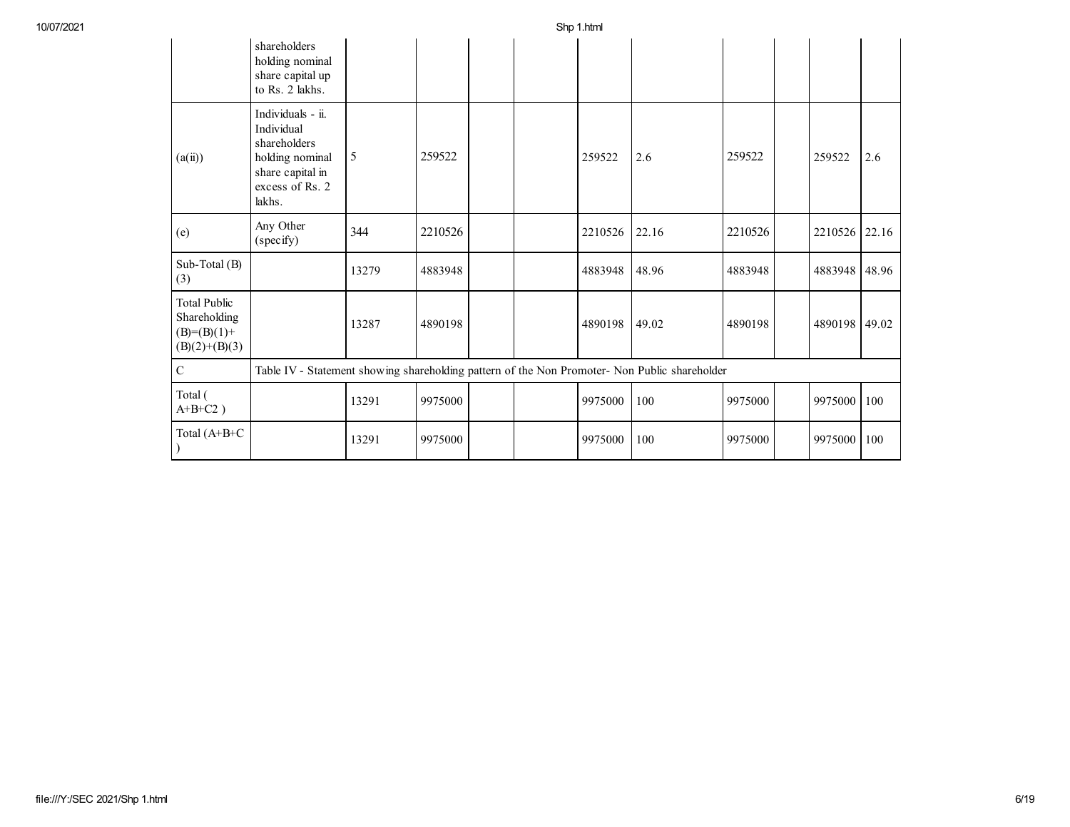| | shareholders holding nominal share capital up to Rs. 2 lakhs. | | | | | | | | | | |
|---|---|---|---|---|---|---|---|---|---|---|---|
| (a(ii)) | Individuals - ii. Individual shareholders holding nominal share capital in excess of Rs. 2 lakhs. | 5 | 259522 | | | 259522 | 2.6 | 259522 | | 259522 | 2.6 |
| (e) | Any Other (specify) | 344 | 2210526 | | | 2210526 | 22.16 | 2210526 | | 2210526 | 22.16 |
| Sub-Total (B)(3) | | 13279 | 4883948 | | | 4883948 | 48.96 | 4883948 | | 4883948 | 48.96 |
| Total Public Shareholding (B)=(B)(1)+(B)(2)+(B)(3) | | 13287 | 4890198 | | | 4890198 | 49.02 | 4890198 | | 4890198 | 49.02 |
| C | Table IV - Statement showing shareholding pattern of the Non Promoter- Non Public shareholder | | | | | | | | | | |
| Total ( A+B+C2 ) | | 13291 | 9975000 | | | 9975000 | 100 | 9975000 | | 9975000 | 100 |
| Total (A+B+C ) | | 13291 | 9975000 | | | 9975000 | 100 | 9975000 | | 9975000 | 100 |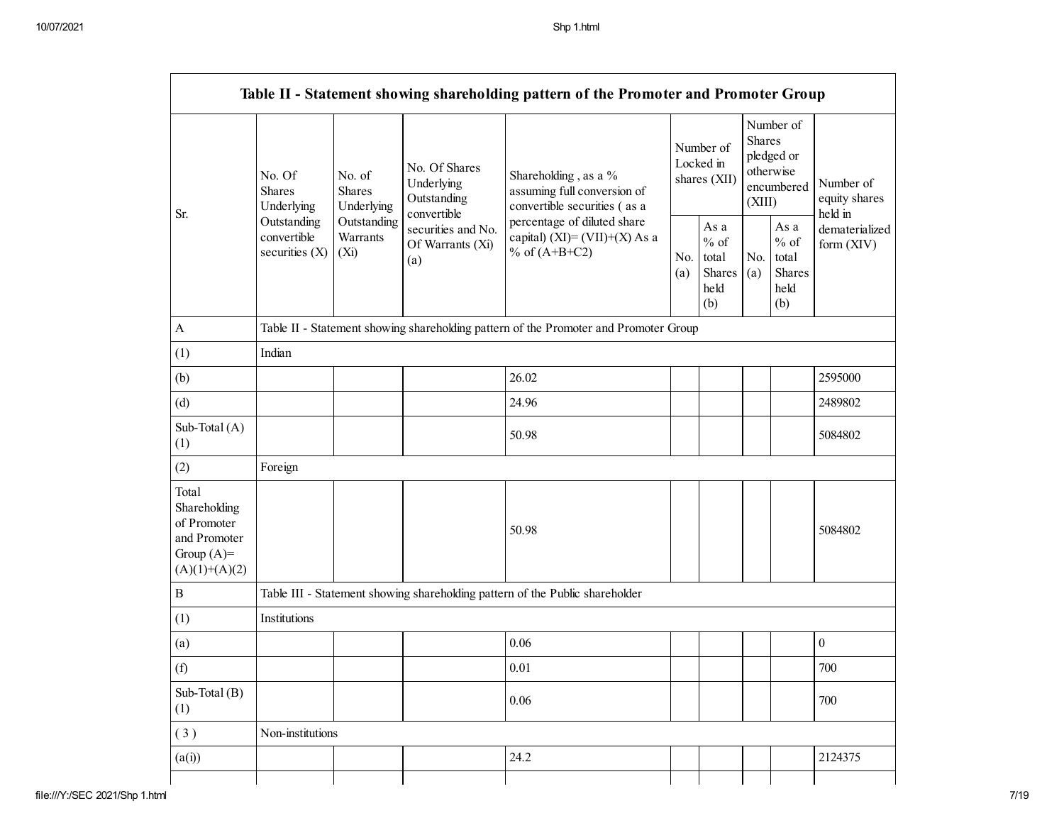| Table II - Statement showing shareholding pattern of the Promoter and Promoter Group | | | | | | | | | |
|---|---|---|---|---|---|---|---|---|---|
| Sr. | No. Of Shares Underlying Outstanding convertible securities (X) | No. of Shares Underlying Outstanding Warrants (Xi) | No. Of Shares Underlying Outstanding convertible securities and No. Of Warrants (Xi) (a) | Shareholding , as a % assuming full conversion of convertible securities ( as a percentage of diluted share capital) (XI)= (VII)+(X) As a % of (A+B+C2) | Number of Locked in shares (XII) | | Number of Shares pledged or otherwise encumbered (XIII) | | Number of equity shares held in dematerialized form (XIV) |
| | | | | | No. (a) | As a % of total Shares held (b) | No. (a) | As a % of total Shares held (b) | |
| A | Table II - Statement showing shareholding pattern of the Promoter and Promoter Group | | | | | | | | |
| (1) | Indian | | | | | | | | |
| (b) | | | | 26.02 | | | | | 2595000 |
| (d) | | | | 24.96 | | | | | 2489802 |
| Sub-Total (A) (1) | | | | 50.98 | | | | | 5084802 |
| (2) | Foreign | | | | | | | | |
| Total Shareholding of Promoter and Promoter Group (A)= (A)(1)+(A)(2) | | | | 50.98 | | | | | 5084802 |
| B | Table III - Statement showing shareholding pattern of the Public shareholder | | | | | | | | |
| (1) | Institutions | | | | | | | | |
| (a) | | | | 0.06 | | | | | 0 |
| (f) | | | | 0.01 | | | | | 700 |
| Sub-Total (B) (1) | | | | 0.06 | | | | | 700 |
| ( 3 ) | Non-institutions | | | | | | | | |
| (a(i)) | | | | 24.2 | | | | | 2124375 |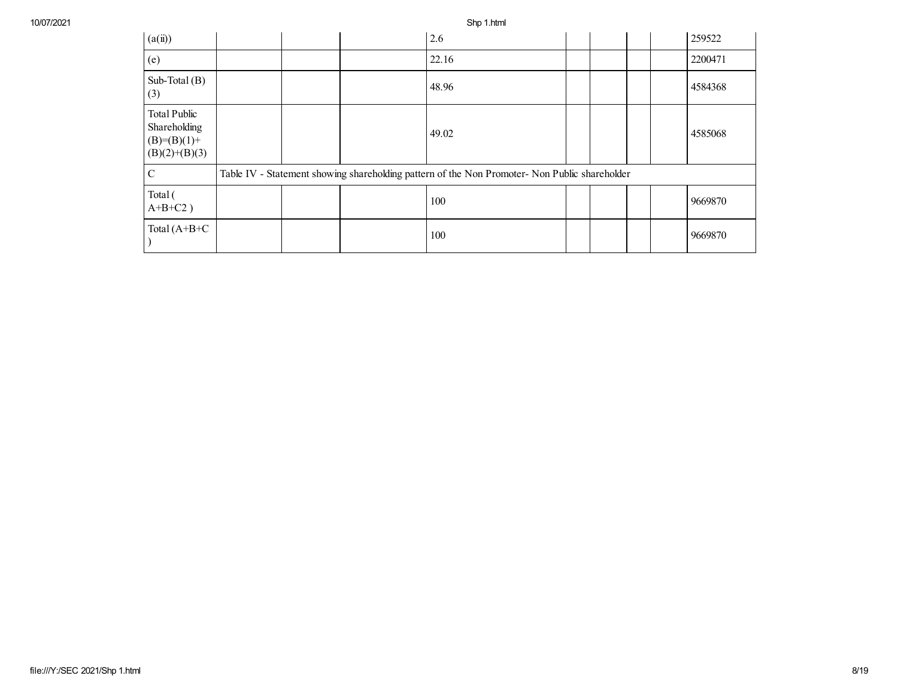| (a(ii)) | | | 2.6 | | | | | 259522 |
|---|---|---|---|---|---|---|---|---|
| (e) | | | 22.16 | | | | | 2200471 |
| Sub-Total (B)(3) | | | 48.96 | | | | | 4584368 |
| Total Public Shareholding (B)=(B)(1)+(B)(2)+(B)(3) | | | 49.02 | | | | | 4585068 |
| C | Table IV - Statement showing shareholding pattern of the Non Promoter- Non Public shareholder | | | | | | | |
| Total ( A+B+C2 ) | | | 100 | | | | | 9669870 |
| Total (A+B+C ) | | | 100 | | | | | 9669870 |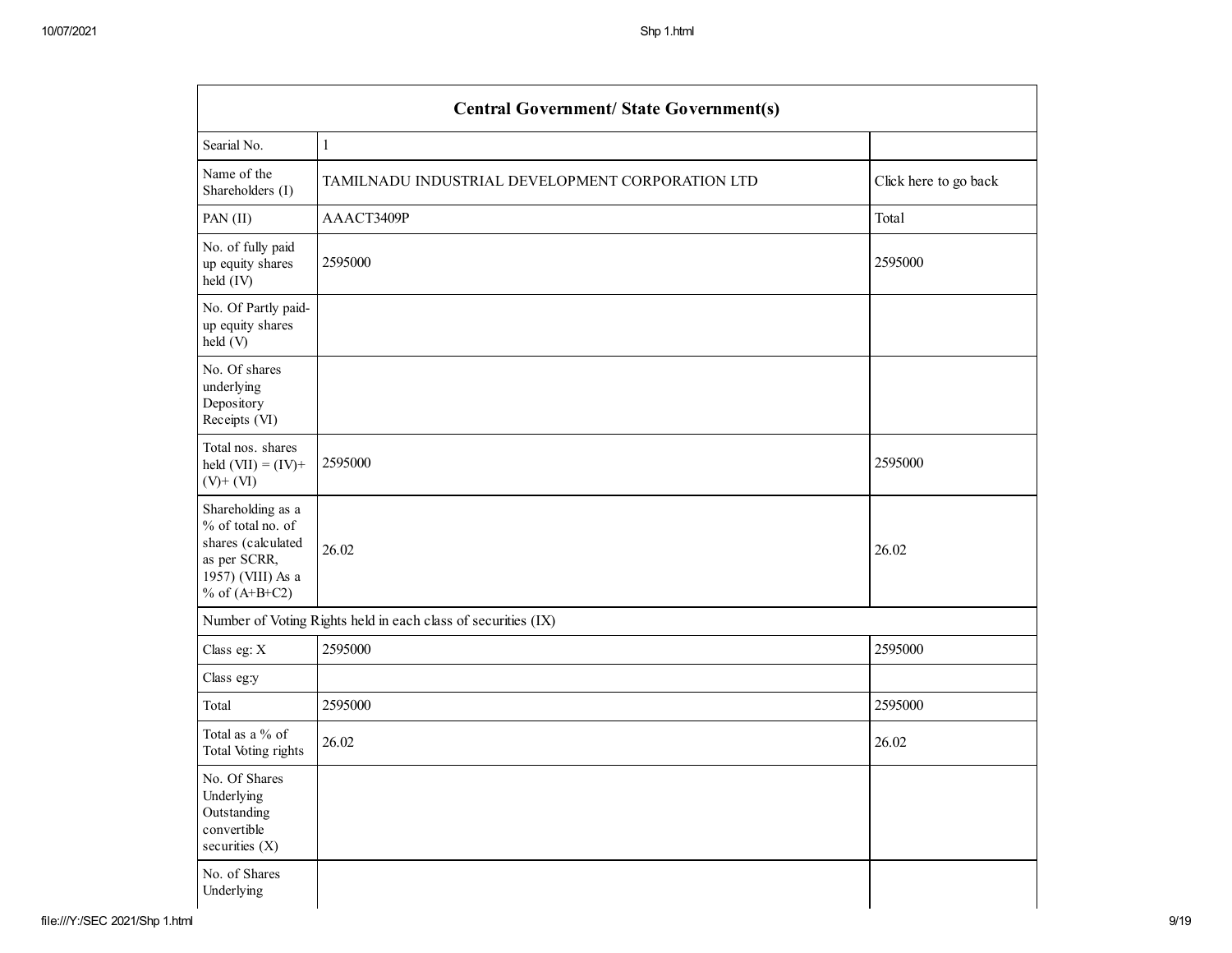| Central Government/ State Government(s) | | |
| --- | --- | --- |
| Searial No. | 1 | |
| Name of the Shareholders (I) | TAMILNADU INDUSTRIAL DEVELOPMENT CORPORATION LTD | Click here to go back |
| PAN (II) | AAACT3409P | Total |
| No. of fully paid up equity shares held (IV) | 2595000 | 2595000 |
| No. Of Partly paid-up equity shares held (V) | | |
| No. Of shares underlying Depository Receipts (VI) | | |
| Total nos. shares held (VII) = (IV)+ (V)+ (VI) | 2595000 | 2595000 |
| Shareholding as a % of total no. of shares (calculated as per SCRR, 1957) (VIII) As a % of (A+B+C2) | 26.02 | 26.02 |
| Number of Voting Rights held in each class of securities (IX) | | |
| Class eg: X | 2595000 | 2595000 |
| Class eg:y | | |
| Total | 2595000 | 2595000 |
| Total as a % of Total Voting rights | 26.02 | 26.02 |
| No. Of Shares Underlying Outstanding convertible securities (X) | | |
| No. of Shares Underlying | | |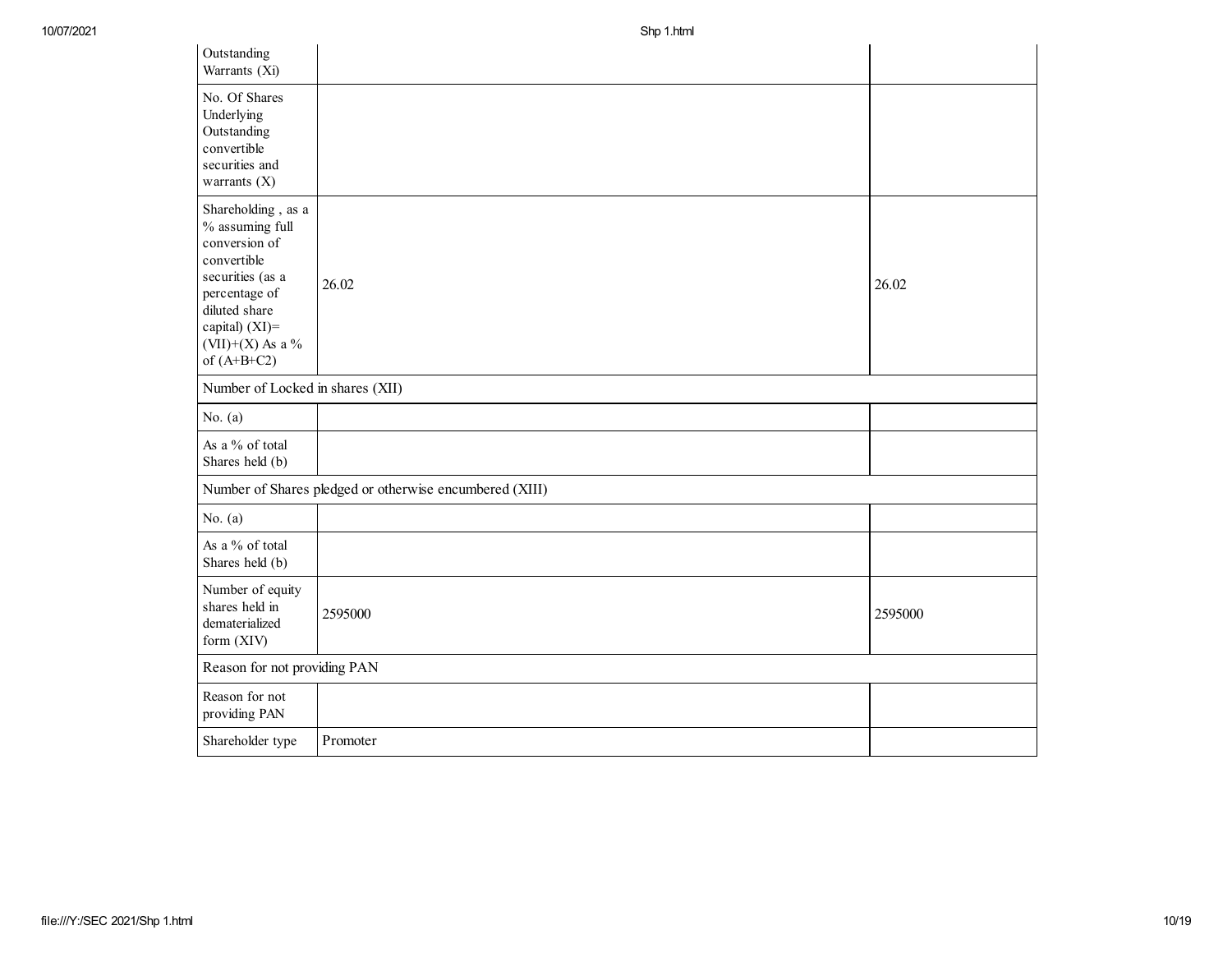| | | |
|---|---|---|
| Outstanding Warrants (Xi) | | |
| No. Of Shares Underlying Outstanding convertible securities and warrants (X) | | |
| Shareholding , as a % assuming full conversion of convertible securities (as a percentage of diluted share capital) (XI)= (VII)+(X) As a % of (A+B+C2) | 26.02 | 26.02 |
| Number of Locked in shares (XII) | | |
| No. (a) | | |
| As a % of total Shares held (b) | | |
| Number of Shares pledged or otherwise encumbered (XIII) | | |
| No. (a) | | |
| As a % of total Shares held (b) | | |
| Number of equity shares held in dematerialized form (XIV) | 2595000 | 2595000 |
| Reason for not providing PAN | | |
| Reason for not providing PAN | | |
| Shareholder type | Promoter | |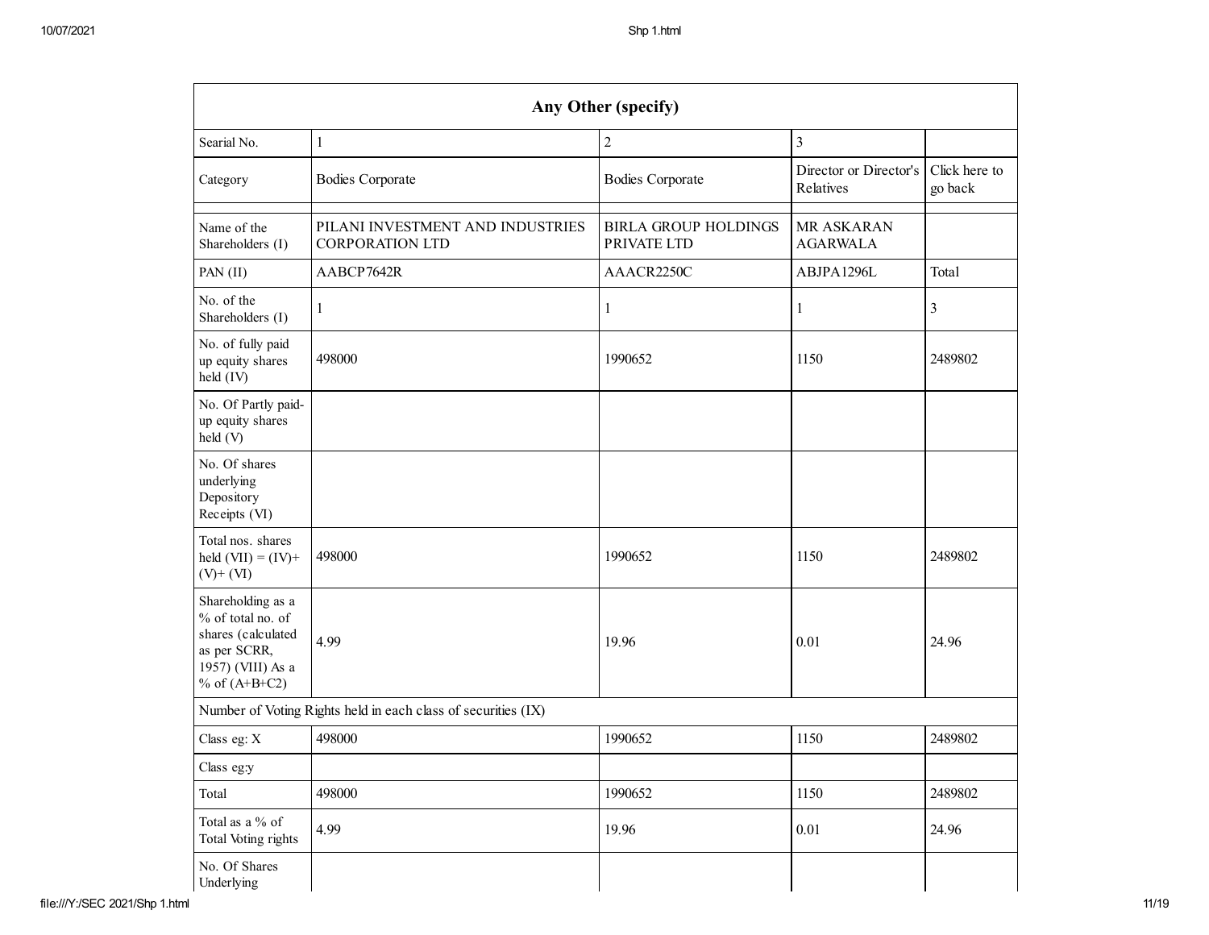| Any Other (specify) | | | | |
|---|---|---|---|---|
| Searial No. | 1 | 2 | 3 | |
| Category | Bodies Corporate | Bodies Corporate | Director or Director's Relatives | Click here to go back |
| | | | | |
| Name of the Shareholders (I) | PILANI INVESTMENT AND INDUSTRIES CORPORATION LTD | BIRLA GROUP HOLDINGS PRIVATE LTD | MR ASKARAN AGARWALA | |
| PAN (II) | AABCP7642R | AAACR2250C | ABJPA1296L | Total |
| No. of the Shareholders (I) | 1 | 1 | 1 | 3 |
| No. of fully paid up equity shares held (IV) | 498000 | 1990652 | 1150 | 2489802 |
| No. Of Partly paid-up equity shares held (V) | | | | |
| No. Of shares underlying Depository Receipts (VI) | | | | |
| Total nos. shares held (VII) = (IV)+ (V)+ (VI) | 498000 | 1990652 | 1150 | 2489802 |
| Shareholding as a % of total no. of shares (calculated as per SCRR, 1957) (VIII) As a % of (A+B+C2) | 4.99 | 19.96 | 0.01 | 24.96 |
| Number of Voting Rights held in each class of securities (IX) | | | | |
| Class eg: X | 498000 | 1990652 | 1150 | 2489802 |
| Class eg:y | | | | |
| Total | 498000 | 1990652 | 1150 | 2489802 |
| Total as a % of Total Voting rights | 4.99 | 19.96 | 0.01 | 24.96 |
| No. Of Shares Underlying | | | | |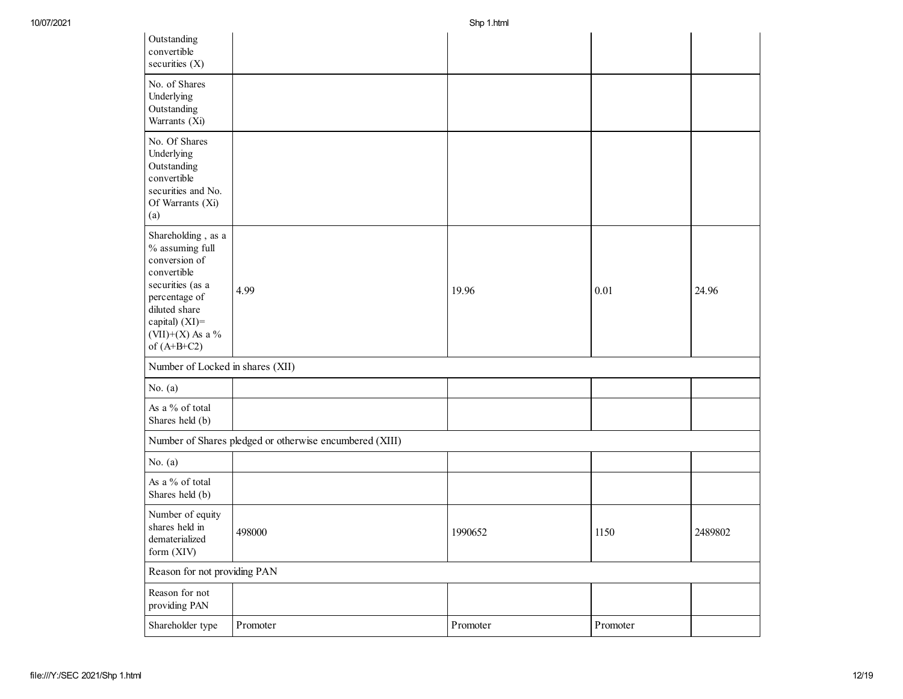| | | | | |
|---|---|---|---|---|
| Outstanding convertible securities (X) | | | | |
| No. of Shares Underlying Outstanding Warrants (Xi) | | | | |
| No. Of Shares Underlying Outstanding convertible securities and No. Of Warrants (Xi) (a) | | | | |
| Shareholding , as a % assuming full conversion of convertible securities (as a percentage of diluted share capital) (XI)= (VII)+(X) As a % of (A+B+C2) | 4.99 | 19.96 | 0.01 | 24.96 |
| Number of Locked in shares (XII) | | | | |
| No. (a) | | | | |
| As a % of total Shares held (b) | | | | |
| Number of Shares pledged or otherwise encumbered (XIII) | | | | |
| No. (a) | | | | |
| As a % of total Shares held (b) | | | | |
| Number of equity shares held in dematerialized form (XIV) | 498000 | 1990652 | 1150 | 2489802 |
| Reason for not providing PAN | | | | |
| Reason for not providing PAN | | | | |
| Shareholder type | Promoter | Promoter | Promoter | |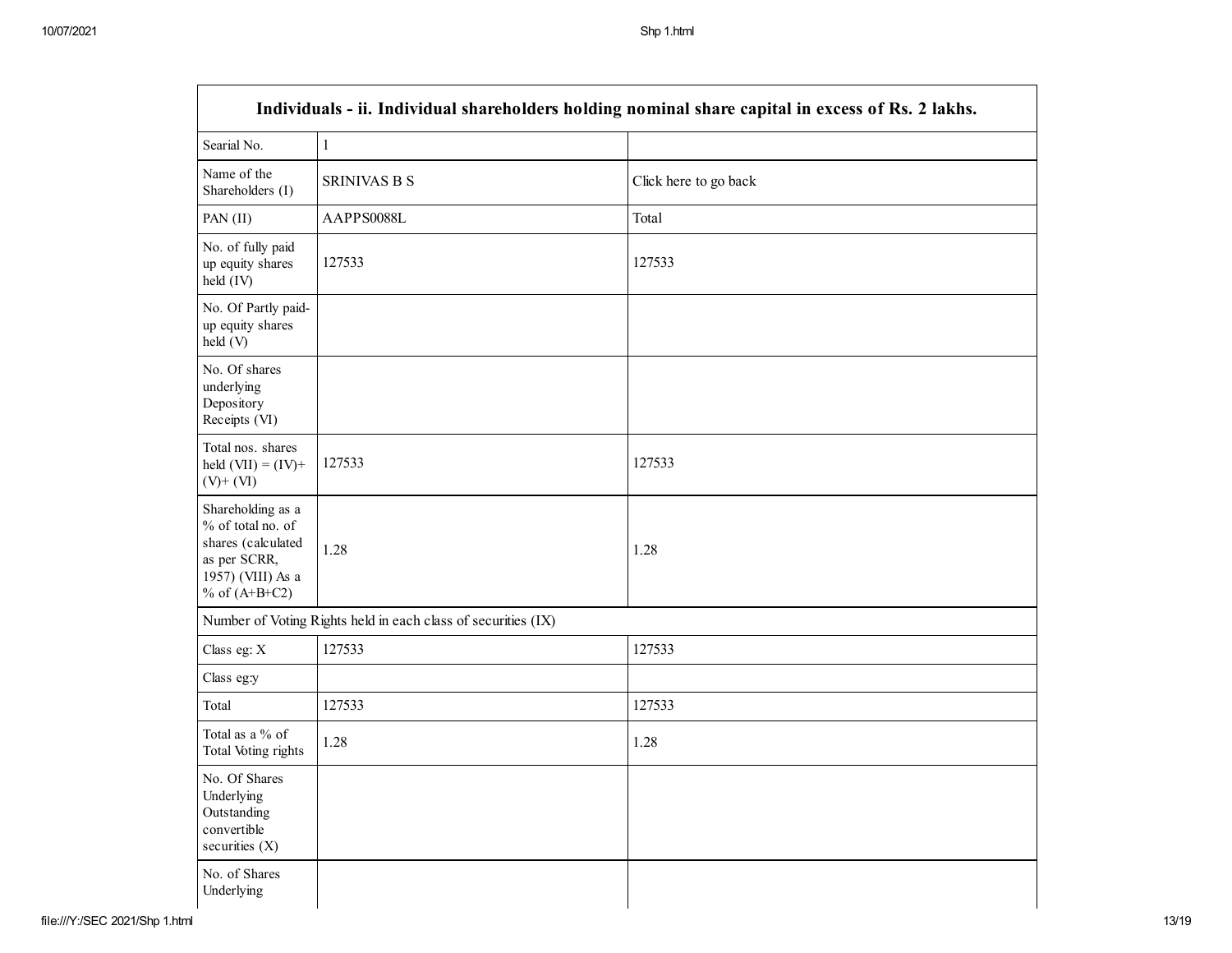| Individuals - ii. Individual shareholders holding nominal share capital in excess of Rs. 2 lakhs. | | |
|---|---|---|
| Searial No. | 1 | |
| Name of the Shareholders (I) | SRINIVAS B S | Click here to go back |
| PAN (II) | AAPPS0088L | Total |
| No. of fully paid up equity shares held (IV) | 127533 | 127533 |
| No. Of Partly paid-up equity shares held (V) | | |
| No. Of shares underlying Depository Receipts (VI) | | |
| Total nos. shares held (VII) = (IV)+ (V)+ (VI) | 127533 | 127533 |
| Shareholding as a % of total no. of shares (calculated as per SCRR, 1957) (VIII) As a % of (A+B+C2) | 1.28 | 1.28 |
| Number of Voting Rights held in each class of securities (IX) | | |
| Class eg: X | 127533 | 127533 |
| Class eg:y | | |
| Total | 127533 | 127533 |
| Total as a % of Total Voting rights | 1.28 | 1.28 |
| No. Of Shares Underlying Outstanding convertible securities (X) | | |
| No. of Shares Underlying | | |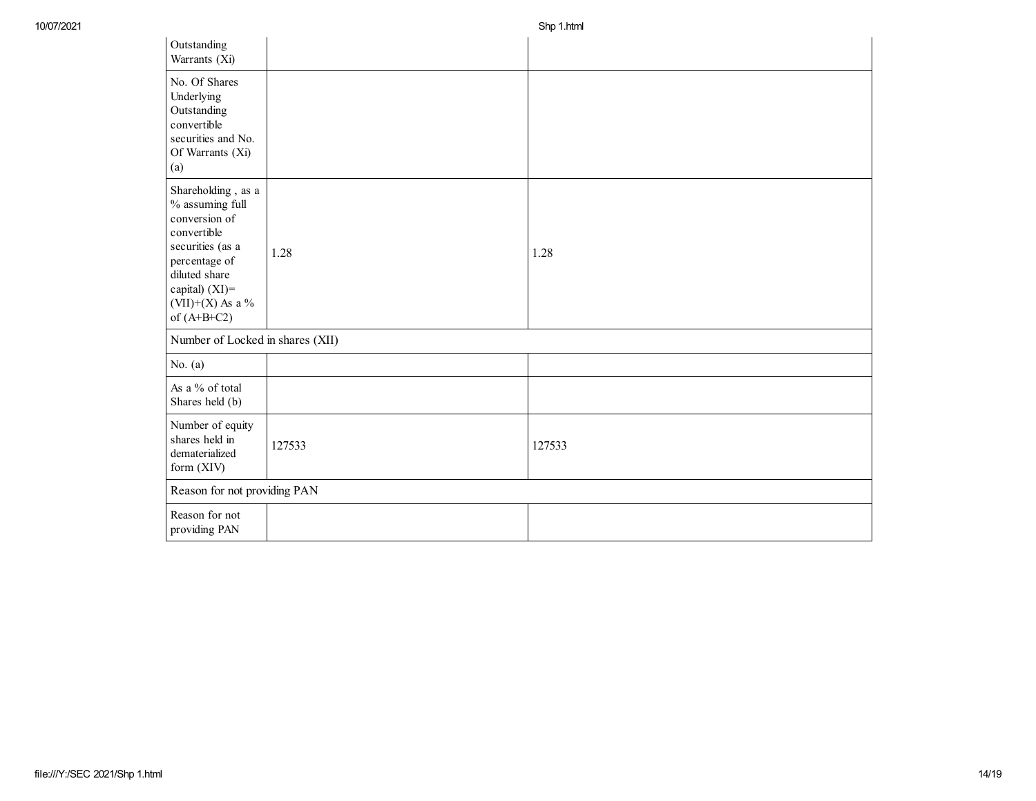| | | |
|---|---|---|
| Outstanding Warrants (Xi) | | |
| No. Of Shares Underlying Outstanding convertible securities and No. Of Warrants (Xi) (a) | | |
| Shareholding , as a % assuming full conversion of convertible securities (as a percentage of diluted share capital) (XI)= (VII)+(X) As a % of (A+B+C2) | 1.28 | 1.28 |
| Number of Locked in shares (XII) | | |
| No. (a) | | |
| As a % of total Shares held (b) | | |
| Number of equity shares held in dematerialized form (XIV) | 127533 | 127533 |
| Reason for not providing PAN | | |
| Reason for not providing PAN | | |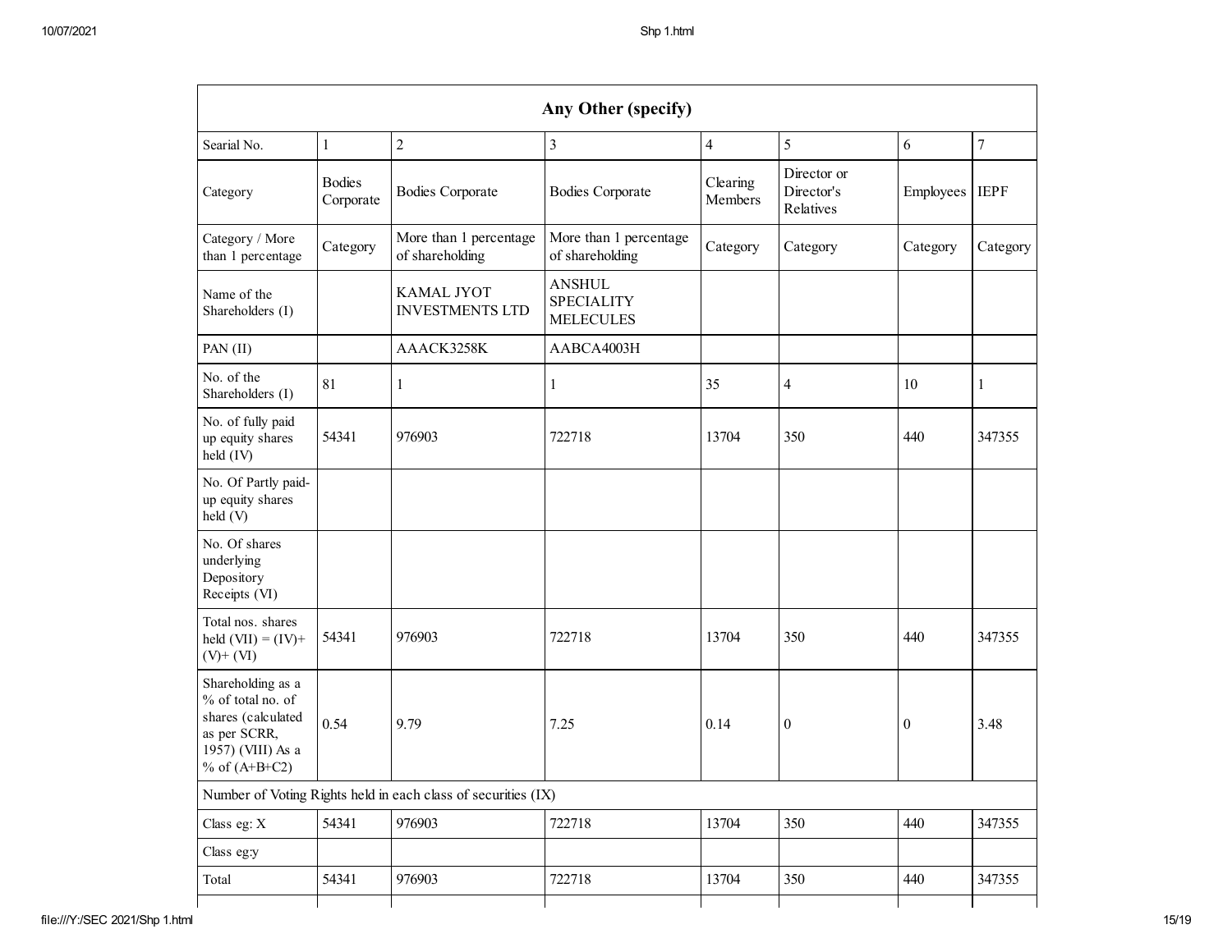| Any Other (specify) | | | | | | | |
|---|---|---|---|---|---|---|---|
| Searial No. | 1 | 2 | 3 | 4 | 5 | 6 | 7 |
| Category | Bodies Corporate | Bodies Corporate | Bodies Corporate | Clearing Members | Director or Director's Relatives | Employees | IEPF |
| Category / More than 1 percentage | Category | More than 1 percentage of shareholding | More than 1 percentage of shareholding | Category | Category | Category | Category |
| Name of the Shareholders (I) | | KAMAL JYOT INVESTMENTS LTD | ANSHUL SPECIALITY MELECULES | | | | |
| PAN (II) | | AAACK3258K | AABCA4003H | | | | |
| No. of the Shareholders (I) | 81 | 1 | 1 | 35 | 4 | 10 | 1 |
| No. of fully paid up equity shares held (IV) | 54341 | 976903 | 722718 | 13704 | 350 | 440 | 347355 |
| No. Of Partly paid-up equity shares held (V) | | | | | | | |
| No. Of shares underlying Depository Receipts (VI) | | | | | | | |
| Total nos. shares held (VII) = (IV)+ (V)+ (VI) | 54341 | 976903 | 722718 | 13704 | 350 | 440 | 347355 |
| Shareholding as a % of total no. of shares (calculated as per SCRR, 1957) (VIII) As a % of (A+B+C2) | 0.54 | 9.79 | 7.25 | 0.14 | 0 | 0 | 3.48 |
| Number of Voting Rights held in each class of securities (IX) | | | | | | | |
| Class eg: X | 54341 | 976903 | 722718 | 13704 | 350 | 440 | 347355 |
| Class eg:y | | | | | | | |
| Total | 54341 | 976903 | 722718 | 13704 | 350 | 440 | 347355 |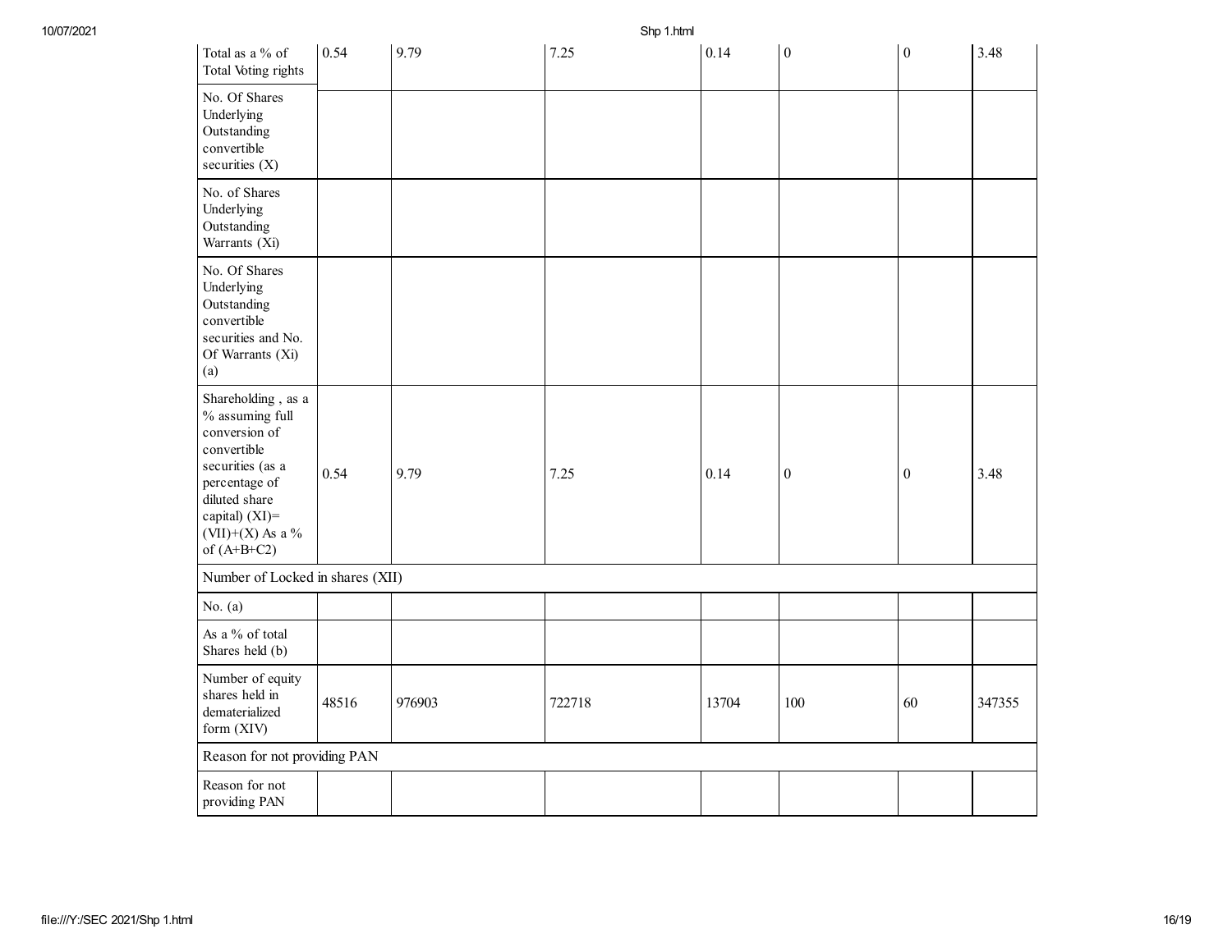| Total as a % of Total Voting rights | 0.54 | 9.79 | 7.25 | 0.14 | 0 | 0 | 3.48 |
|---|---|---|---|---|---|---|---|
| No. Of Shares Underlying Outstanding convertible securities (X) | | | | | | | |
| No. of Shares Underlying Outstanding Warrants (Xi) | | | | | | | |
| No. Of Shares Underlying Outstanding convertible securities and No. Of Warrants (Xi) (a) | | | | | | | |
| Shareholding , as a % assuming full conversion of convertible securities (as a percentage of diluted share capital) (XI)= (VII)+(X) As a % of (A+B+C2) | 0.54 | 9.79 | 7.25 | 0.14 | 0 | 0 | 3.48 |
| Number of Locked in shares (XII) | | | | | | | |
| No. (a) | | | | | | | |
| As a % of total Shares held (b) | | | | | | | |
| Number of equity shares held in dematerialized form (XIV) | 48516 | 976903 | 722718 | 13704 | 100 | 60 | 347355 |
| Reason for not providing PAN | | | | | | | |
| Reason for not providing PAN | | | | | | | |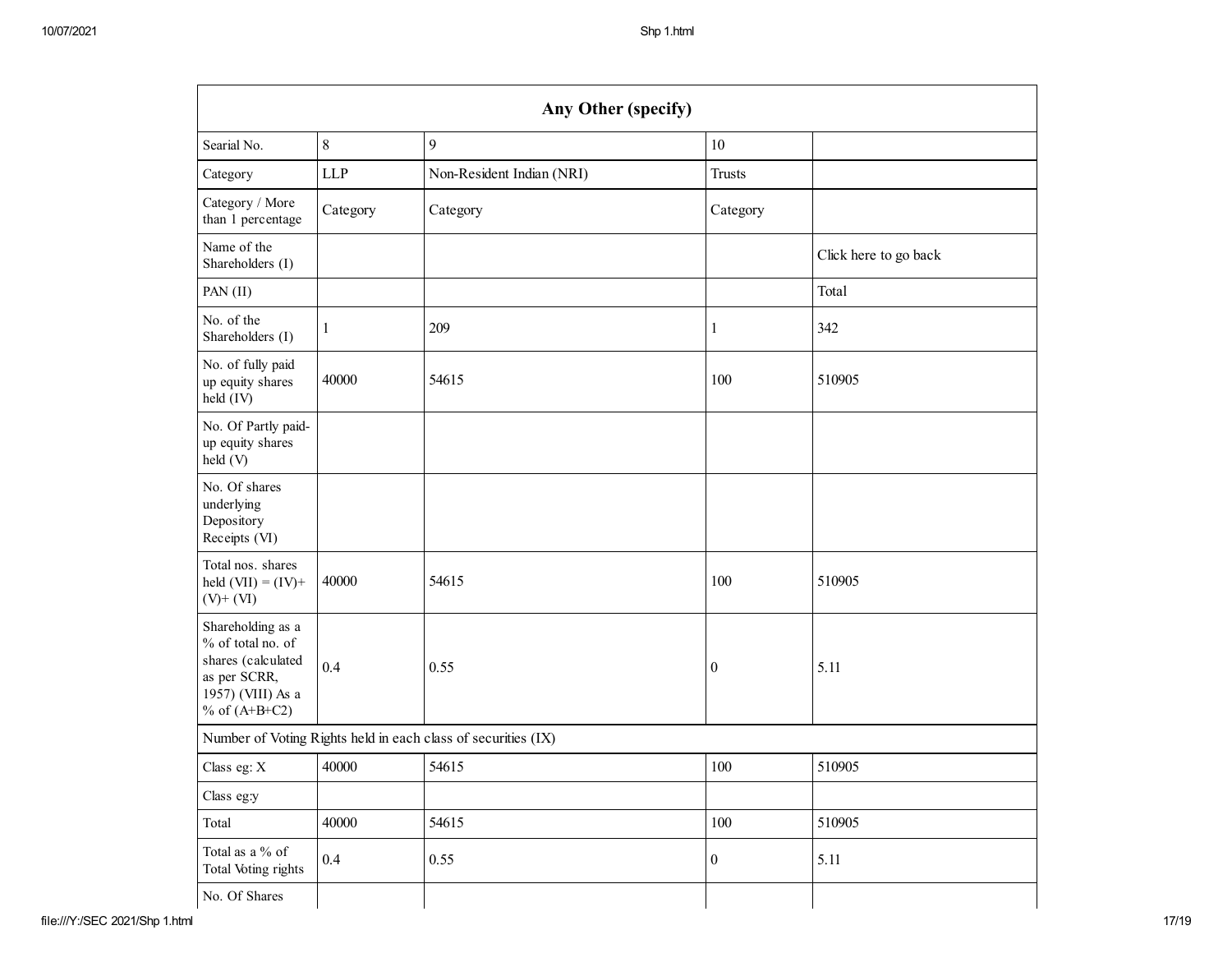| Any Other (specify) | | | | |
|---|---|---|---|---|
| Searial No. | 8 | 9 | 10 | |
| Category | LLP | Non-Resident Indian (NRI) | Trusts | |
| Category / More than 1 percentage | Category | Category | Category | |
| Name of the Shareholders (I) | | | | Click here to go back |
| PAN (II) | | | | Total |
| No. of the Shareholders (I) | 1 | 209 | 1 | 342 |
| No. of fully paid up equity shares held (IV) | 40000 | 54615 | 100 | 510905 |
| No. Of Partly paid-up equity shares held (V) | | | | |
| No. Of shares underlying Depository Receipts (VI) | | | | |
| Total nos. shares held (VII) = (IV)+ (V)+ (VI) | 40000 | 54615 | 100 | 510905 |
| Shareholding as a % of total no. of shares (calculated as per SCRR, 1957) (VIII) As a % of (A+B+C2) | 0.4 | 0.55 | 0 | 5.11 |
| Number of Voting Rights held in each class of securities (IX) | | | | |
| Class eg: X | 40000 | 54615 | 100 | 510905 |
| Class eg:y | | | | |
| Total | 40000 | 54615 | 100 | 510905 |
| Total as a % of Total Voting rights | 0.4 | 0.55 | 0 | 5.11 |
| No. Of Shares | | | | |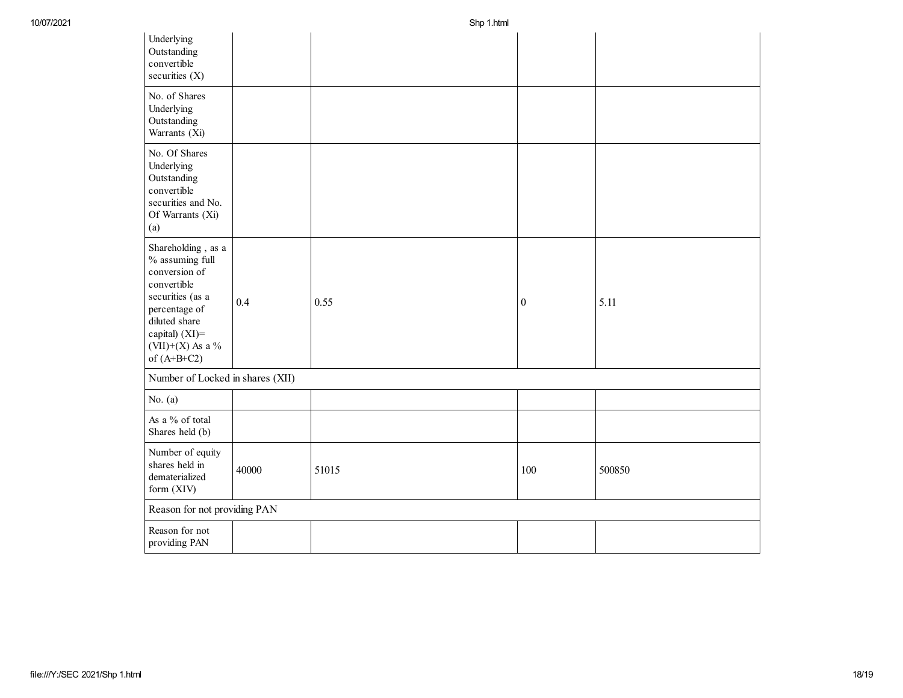| | | | | |
|---|---|---|---|---|
| Underlying Outstanding convertible securities (X) | | | | |
| No. of Shares Underlying Outstanding Warrants (Xi) | | | | |
| No. Of Shares Underlying Outstanding convertible securities and No. Of Warrants (Xi) (a) | | | | |
| Shareholding , as a % assuming full conversion of convertible securities (as a percentage of diluted share capital) (XI)= (VII)+(X) As a % of (A+B+C2) | 0.4 | 0.55 | 0 | 5.11 |
| Number of Locked in shares (XII) | | | | |
| No. (a) | | | | |
| As a % of total Shares held (b) | | | | |
| Number of equity shares held in dematerialized form (XIV) | 40000 | 51015 | 100 | 500850 |
| Reason for not providing PAN | | | | |
| Reason for not providing PAN | | | | |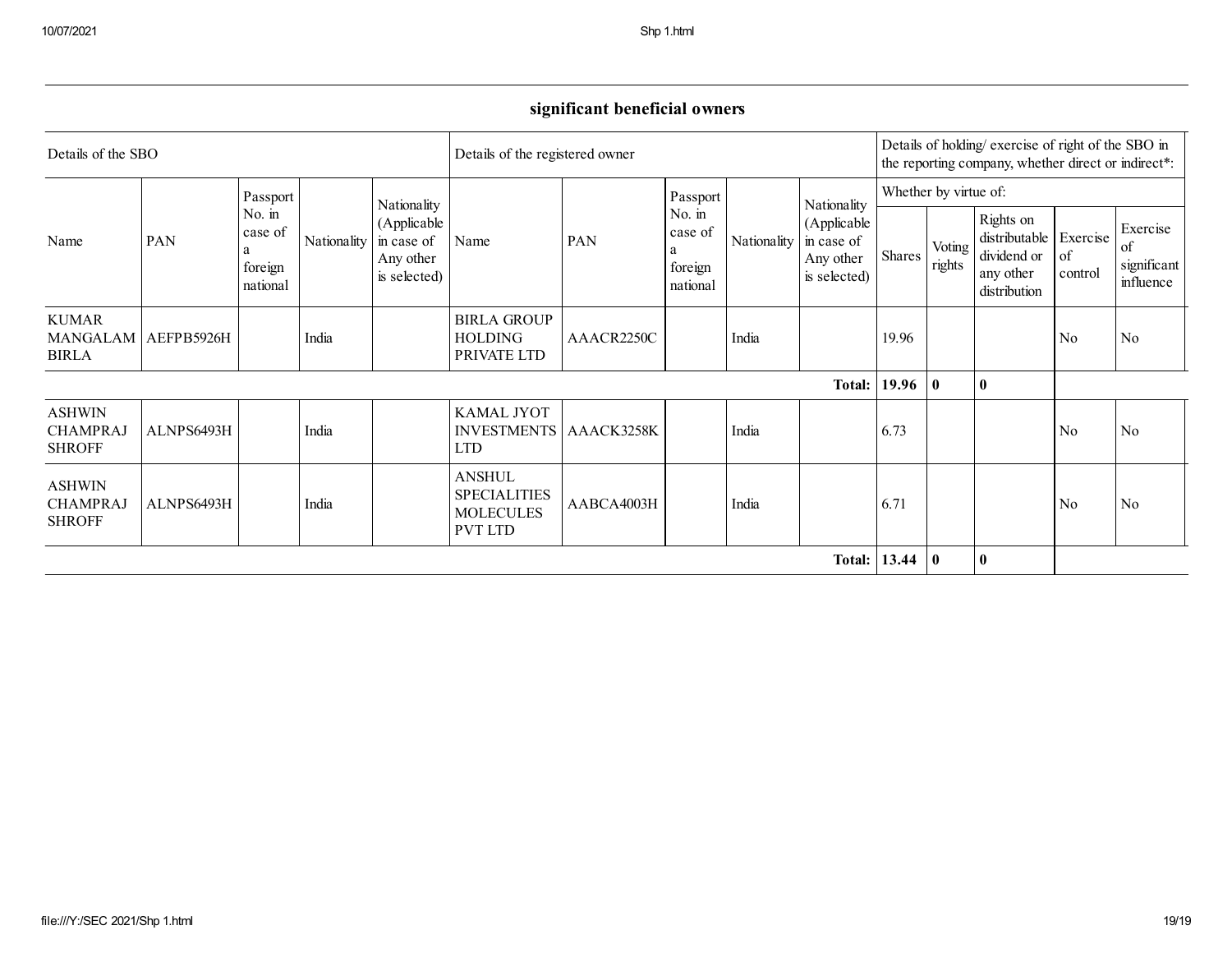## significant beneficial owners

| Details of the SBO | | | | | Details of the registered owner | | | | | Details of holding/ exercise of right of the SBO in the reporting company, whether direct or indirect*: | | | | |
|---|---|---|---|---|---|---|---|---|---|---|---|---|---|---|
| | | | | | | | | | | Whether by virtue of: | | | | |
| Name | PAN | Passport No. in case of a foreign national | Nationality | Nationality (Applicable in case of Any other is selected) | Name | PAN | Passport No. in case of a foreign national | Nationality | Nationality (Applicable in case of Any other is selected) | Shares | Voting rights | Rights on distributable dividend or any other distribution | Exercise of control | Exercise of significant influence |
| KUMAR MANGALAM BIRLA | AEFPB5926H | | India | | BIRLA GROUP HOLDING PRIVATE LTD | AAACR2250C | | India | | 19.96 | | | No | No |
| | | | | | | | | | **Total:** | **19.96** | **0** | **0** | | |
| ASHWIN CHAMPRAJ SHROFF | ALNPS6493H | | India | | KAMAL JYOT INVESTMENTS LTD | AAACK3258K | | India | | 6.73 | | | No | No |
| ASHWIN CHAMPRAJ SHROFF | ALNPS6493H | | India | | ANSHUL SPECIALITIES MOLECULES PVT LTD | AABCA4003H | | India | | 6.71 | | | No | No |
| | | | | | | | | | **Total:** | **13.44** | **0** | **0** | | |